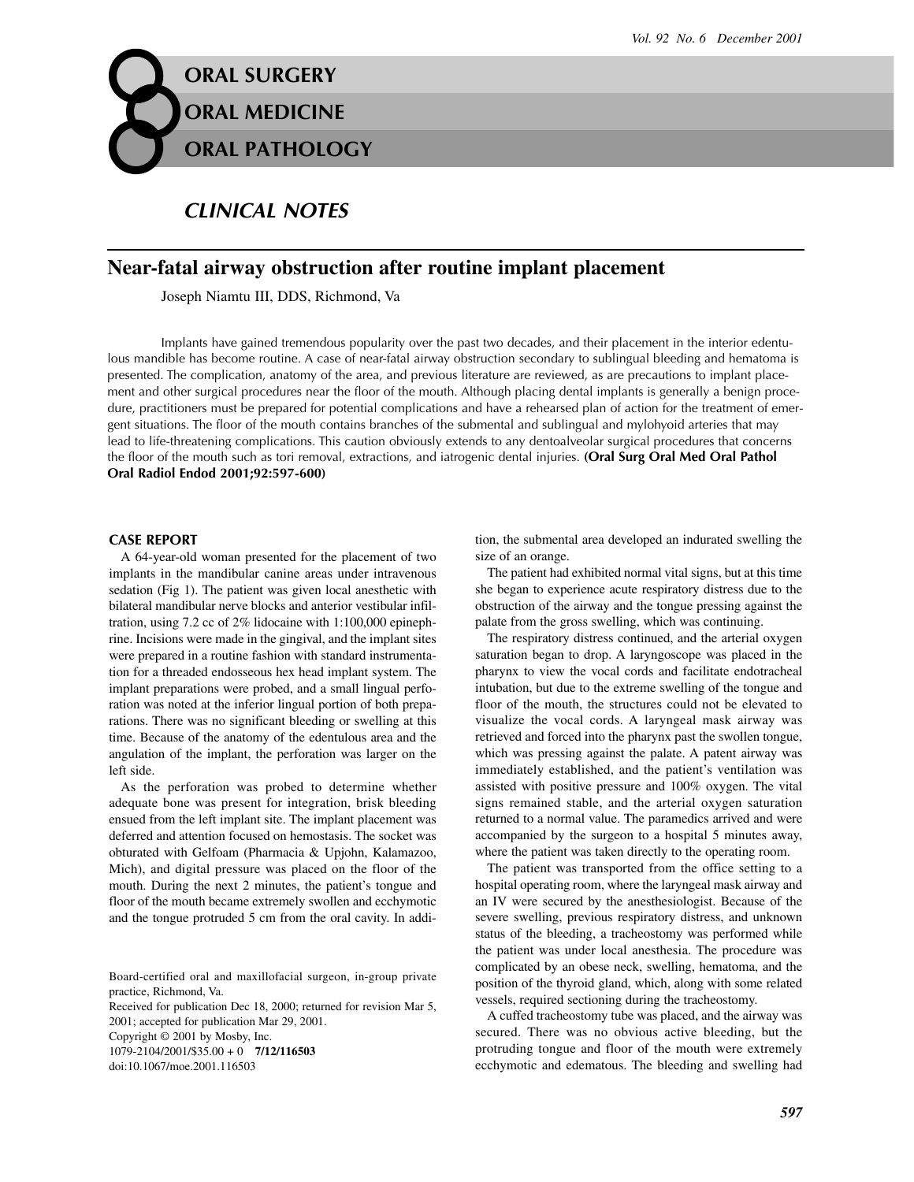# ORAL SURGERY

# ORAL MEDICINE

# ORAL PATHOLOGY

## *CLINICAL NOTES*

# Near-fatal airway obstruction after routine implant placement

Joseph Niamtu III, DDS, Richmond, Va

Implants have gained tremendous popularity over the past two decades, and their placement in the interior edentulous mandible has become routine. A case of near-fatal airway obstruction secondary to sublingual bleeding and hematoma is presented. The complication, anatomy of the area, and previous literature are reviewed, as are precautions to implant placement and other surgical procedures near the floor of the mouth. Although placing dental implants is generally a benign procedure, practitioners must be prepared for potential complications and have a rehearsed plan of action for the treatment of emergent situations. The floor of the mouth contains branches of the submental and sublingual and mylohyoid arteries that may lead to life-threatening complications. This caution obviously extends to any dentoalveolar surgical procedures that concerns the floor of the mouth such as tori removal, extractions, and iatrogenic dental injuries. **(Oral Surg Oral Med Oral Pathol Oral Radiol Endod 2001;92:597-600)**

### CASE REPORT

A 64-year-old woman presented for the placement of two implants in the mandibular canine areas under intravenous sedation (Fig 1). The patient was given local anesthetic with bilateral mandibular nerve blocks and anterior vestibular infiltration, using 7.2 cc of 2% lidocaine with 1:100,000 epinephrine. Incisions were made in the gingival, and the implant sites were prepared in a routine fashion with standard instrumentation for a threaded endosseous hex head implant system. The implant preparations were probed, and a small lingual perforation was noted at the inferior lingual portion of both preparations. There was no significant bleeding or swelling at this time. Because of the anatomy of the edentulous area and the angulation of the implant, the perforation was larger on the left side.

As the perforation was probed to determine whether adequate bone was present for integration, brisk bleeding ensued from the left implant site. The implant placement was deferred and attention focused on hemostasis. The socket was obturated with Gelfoam (Pharmacia & Upjohn, Kalamazoo, Mich), and digital pressure was placed on the floor of the mouth. During the next 2 minutes, the patient's tongue and floor of the mouth became extremely swollen and ecchymotic and the tongue protruded 5 cm from the oral cavity. In addition, the submental area developed an indurated swelling the size of an orange.

The patient had exhibited normal vital signs, but at this time she began to experience acute respiratory distress due to the obstruction of the airway and the tongue pressing against the palate from the gross swelling, which was continuing.

The respiratory distress continued, and the arterial oxygen saturation began to drop. A laryngoscope was placed in the pharynx to view the vocal cords and facilitate endotracheal intubation, but due to the extreme swelling of the tongue and floor of the mouth, the structures could not be elevated to visualize the vocal cords. A laryngeal mask airway was retrieved and forced into the pharynx past the swollen tongue, which was pressing against the palate. A patent airway was immediately established, and the patient's ventilation was assisted with positive pressure and 100% oxygen. The vital signs remained stable, and the arterial oxygen saturation returned to a normal value. The paramedics arrived and were accompanied by the surgeon to a hospital 5 minutes away, where the patient was taken directly to the operating room.

The patient was transported from the office setting to a hospital operating room, where the laryngeal mask airway and an IV were secured by the anesthesiologist. Because of the severe swelling, previous respiratory distress, and unknown status of the bleeding, a tracheostomy was performed while the patient was under local anesthesia. The procedure was complicated by an obese neck, swelling, hematoma, and the position of the thyroid gland, which, along with some related vessels, required sectioning during the tracheostomy.

A cuffed tracheostomy tube was placed, and the airway was secured. There was no obvious active bleeding, but the protruding tongue and floor of the mouth were extremely ecchymotic and edematous. The bleeding and swelling had

Board-certified oral and maxillofacial surgeon, in-group private practice, Richmond, Va.

Received for publication Dec 18, 2000; returned for revision Mar 5, 2001; accepted for publication Mar 29, 2001.

Copyright © 2001 by Mosby, Inc.

1079-2104/2001/$35.00 + 0 **7/12/116503**

doi:10.1067/moe.2001.116503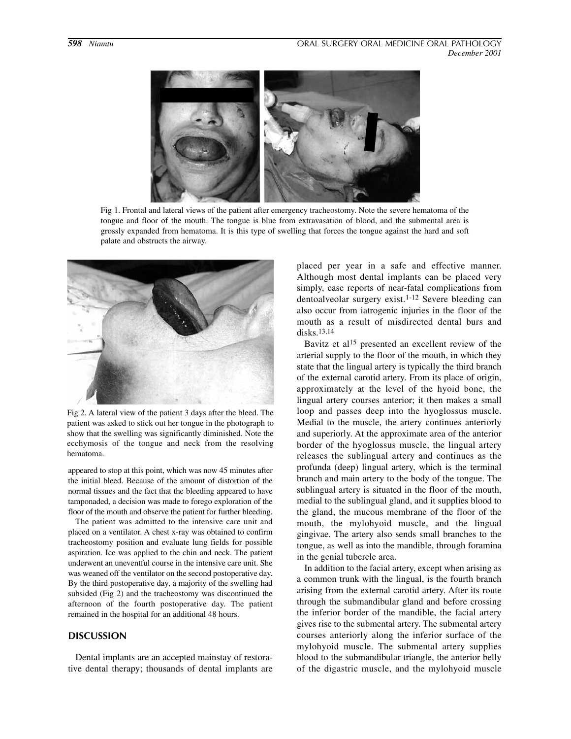Fig 1. Frontal and lateral views of the patient after emergency tracheostomy. Note the severe hematoma of the tongue and floor of the mouth. The tongue is blue from extravasation of blood, and the submental area is grossly expanded from hematoma. It is this type of swelling that forces the tongue against the hard and soft palate and obstructs the airway.

Fig 2. A lateral view of the patient 3 days after the bleed. The patient was asked to stick out her tongue in the photograph to show that the swelling was significantly diminished. Note the ecchymosis of the tongue and neck from the resolving hematoma.

appeared to stop at this point, which was now 45 minutes after the initial bleed. Because of the amount of distortion of the normal tissues and the fact that the bleeding appeared to have tamponaded, a decision was made to forego exploration of the floor of the mouth and observe the patient for further bleeding.

The patient was admitted to the intensive care unit and placed on a ventilator. A chest x-ray was obtained to confirm tracheostomy position and evaluate lung fields for possible aspiration. Ice was applied to the chin and neck. The patient underwent an uneventful course in the intensive care unit. She was weaned off the ventilator on the second postoperative day. By the third postoperative day, a majority of the swelling had subsided (Fig 2) and the tracheostomy was discontinued the afternoon of the fourth postoperative day. The patient remained in the hospital for an additional 48 hours.

## DISCUSSION

Dental implants are an accepted mainstay of restorative dental therapy; thousands of dental implants are placed per year in a safe and effective manner. Although most dental implants can be placed very simply, case reports of near-fatal complications from dentoalveolar surgery exist.[1-12] Severe bleeding can also occur from iatrogenic injuries in the floor of the mouth as a result of misdirected dental burs and disks.[13,14]

Bavitz et al[15] presented an excellent review of the arterial supply to the floor of the mouth, in which they state that the lingual artery is typically the third branch of the external carotid artery. From its place of origin, approximately at the level of the hyoid bone, the lingual artery courses anterior; it then makes a small loop and passes deep into the hyoglossus muscle. Medial to the muscle, the artery continues anteriorly and superiorly. At the approximate area of the anterior border of the hyoglossus muscle, the lingual artery releases the sublingual artery and continues as the profunda (deep) lingual artery, which is the terminal branch and main artery to the body of the tongue. The sublingual artery is situated in the floor of the mouth, medial to the sublingual gland, and it supplies blood to the gland, the mucous membrane of the floor of the mouth, the mylohyoid muscle, and the lingual gingivae. The artery also sends small branches to the tongue, as well as into the mandible, through foramina in the genial tubercle area.

In addition to the facial artery, except when arising as a common trunk with the lingual, is the fourth branch arising from the external carotid artery. After its route through the submandibular gland and before crossing the inferior border of the mandible, the facial artery gives rise to the submental artery. The submental artery courses anteriorly along the inferior surface of the mylohyoid muscle. The submental artery supplies blood to the submandibular triangle, the anterior belly of the digastric muscle, and the mylohyoid muscle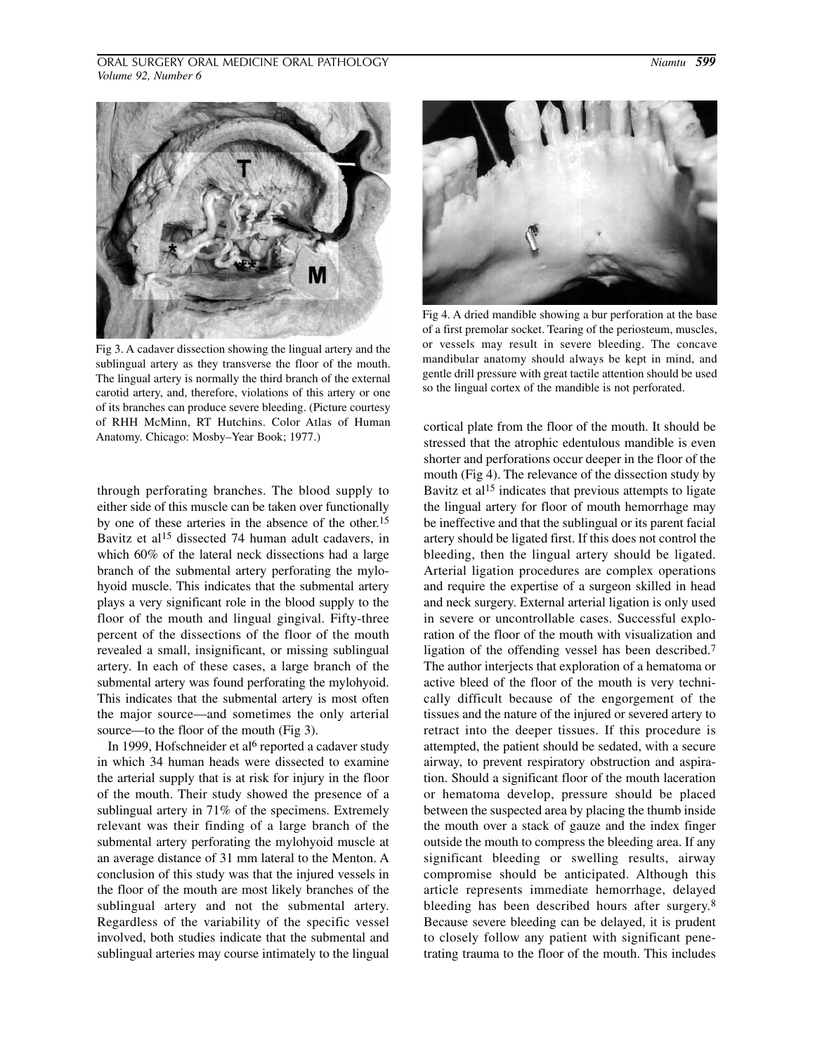Fig 3. A cadaver dissection showing the lingual artery and the sublingual artery as they transverse the floor of the mouth. The lingual artery is normally the third branch of the external carotid artery, and, therefore, violations of this artery or one of its branches can produce severe bleeding. (Picture courtesy of RHH McMinn, RT Hutchins. Color Atlas of Human Anatomy. Chicago: Mosby–Year Book; 1977.)

through perforating branches. The blood supply to either side of this muscle can be taken over functionally by one of these arteries in the absence of the other.[15] Bavitz et al[15] dissected 74 human adult cadavers, in which 60% of the lateral neck dissections had a large branch of the submental artery perforating the mylohyoid muscle. This indicates that the submental artery plays a very significant role in the blood supply to the floor of the mouth and lingual gingival. Fifty-three percent of the dissections of the floor of the mouth revealed a small, insignificant, or missing sublingual artery. In each of these cases, a large branch of the submental artery was found perforating the mylohyoid. This indicates that the submental artery is most often the major source—and sometimes the only arterial source—to the floor of the mouth (Fig 3).

In 1999, Hofschneider et al[6] reported a cadaver study in which 34 human heads were dissected to examine the arterial supply that is at risk for injury in the floor of the mouth. Their study showed the presence of a sublingual artery in 71% of the specimens. Extremely relevant was their finding of a large branch of the submental artery perforating the mylohyoid muscle at an average distance of 31 mm lateral to the Menton. A conclusion of this study was that the injured vessels in the floor of the mouth are most likely branches of the sublingual artery and not the submental artery. Regardless of the variability of the specific vessel involved, both studies indicate that the submental and sublingual arteries may course intimately to the lingual

Fig 4. A dried mandible showing a bur perforation at the base of a first premolar socket. Tearing of the periosteum, muscles, or vessels may result in severe bleeding. The concave mandibular anatomy should always be kept in mind, and gentle drill pressure with great tactile attention should be used so the lingual cortex of the mandible is not perforated.

cortical plate from the floor of the mouth. It should be stressed that the atrophic edentulous mandible is even shorter and perforations occur deeper in the floor of the mouth (Fig 4). The relevance of the dissection study by Bavitz et al[15] indicates that previous attempts to ligate the lingual artery for floor of mouth hemorrhage may be ineffective and that the sublingual or its parent facial artery should be ligated first. If this does not control the bleeding, then the lingual artery should be ligated. Arterial ligation procedures are complex operations and require the expertise of a surgeon skilled in head and neck surgery. External arterial ligation is only used in severe or uncontrollable cases. Successful exploration of the floor of the mouth with visualization and ligation of the offending vessel has been described.[7] The author interjects that exploration of a hematoma or active bleed of the floor of the mouth is very technically difficult because of the engorgement of the tissues and the nature of the injured or severed artery to retract into the deeper tissues. If this procedure is attempted, the patient should be sedated, with a secure airway, to prevent respiratory obstruction and aspiration. Should a significant floor of the mouth laceration or hematoma develop, pressure should be placed between the suspected area by placing the thumb inside the mouth over a stack of gauze and the index finger outside the mouth to compress the bleeding area. If any significant bleeding or swelling results, airway compromise should be anticipated. Although this article represents immediate hemorrhage, delayed bleeding has been described hours after surgery.[8] Because severe bleeding can be delayed, it is prudent to closely follow any patient with significant penetrating trauma to the floor of the mouth. This includes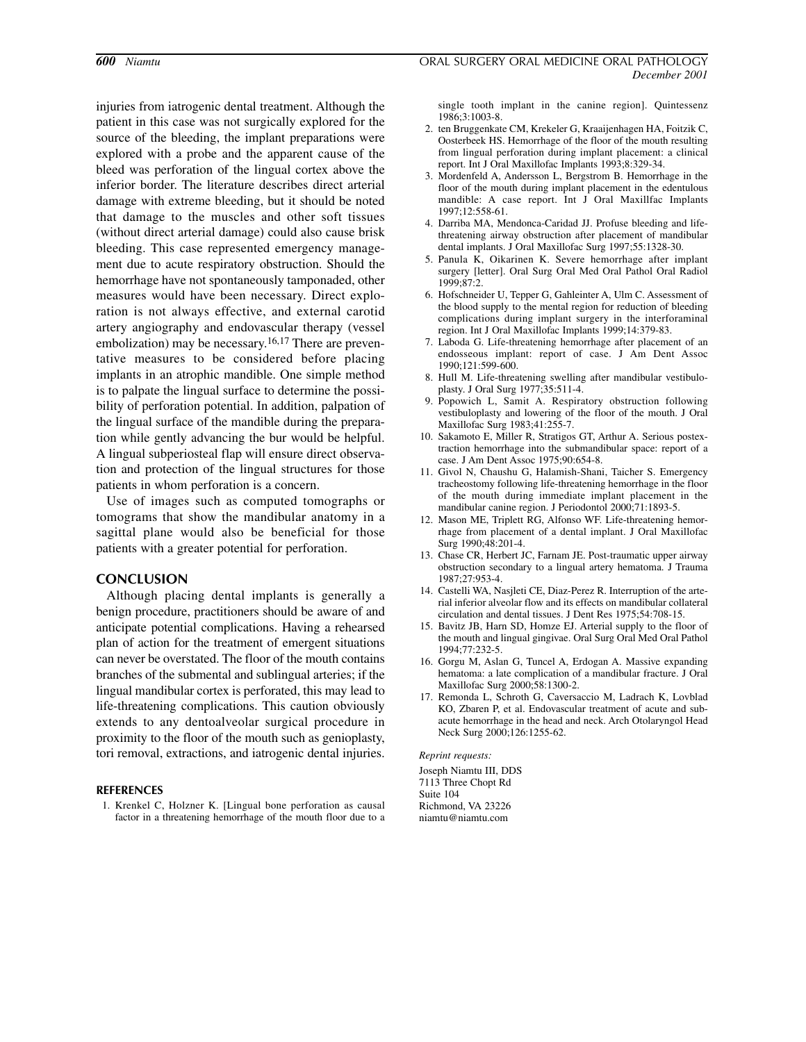injuries from iatrogenic dental treatment. Although the patient in this case was not surgically explored for the source of the bleeding, the implant preparations were explored with a probe and the apparent cause of the bleed was perforation of the lingual cortex above the inferior border. The literature describes direct arterial damage with extreme bleeding, but it should be noted that damage to the muscles and other soft tissues (without direct arterial damage) could also cause brisk bleeding. This case represented emergency management due to acute respiratory obstruction. Should the hemorrhage have not spontaneously tamponaded, other measures would have been necessary. Direct exploration is not always effective, and external carotid artery angiography and endovascular therapy (vessel embolization) may be necessary.[16,17] There are preventative measures to be considered before placing implants in an atrophic mandible. One simple method is to palpate the lingual surface to determine the possibility of perforation potential. In addition, palpation of the lingual surface of the mandible during the preparation while gently advancing the bur would be helpful. A lingual subperiosteal flap will ensure direct observation and protection of the lingual structures for those patients in whom perforation is a concern.

Use of images such as computed tomographs or tomograms that show the mandibular anatomy in a sagittal plane would also be beneficial for those patients with a greater potential for perforation.

## CONCLUSION

Although placing dental implants is generally a benign procedure, practitioners should be aware of and anticipate potential complications. Having a rehearsed plan of action for the treatment of emergent situations can never be overstated. The floor of the mouth contains branches of the submental and sublingual arteries; if the lingual mandibular cortex is perforated, this may lead to life-threatening complications. This caution obviously extends to any dentoalveolar surgical procedure in proximity to the floor of the mouth such as genioplasty, tori removal, extractions, and iatrogenic dental injuries.

### REFERENCES

1. Krenkel C, Holzner K. [Lingual bone perforation as causal factor in a threatening hemorrhage of the mouth floor due to a single tooth implant in the canine region]. Quintessenz 1986;3:1003-8.
2. ten Bruggenkate CM, Krekeler G, Kraaijenhagen HA, Foitzik C, Oosterbeek HS. Hemorrhage of the floor of the mouth resulting from lingual perforation during implant placement: a clinical report. Int J Oral Maxillofac Implants 1993;8:329-34.
3. Mordenfeld A, Andersson L, Bergstrom B. Hemorrhage in the floor of the mouth during implant placement in the edentulous mandible: A case report. Int J Oral Maxillfac Implants 1997;12:558-61.
4. Darriba MA, Mendonca-Caridad JJ. Profuse bleeding and life-threatening airway obstruction after placement of mandibular dental implants. J Oral Maxillofac Surg 1997;55:1328-30.
5. Panula K, Oikarinen K. Severe hemorrhage after implant surgery [letter]. Oral Surg Oral Med Oral Pathol Oral Radiol 1999;87:2.
6. Hofschneider U, Tepper G, Gahleinter A, Ulm C. Assessment of the blood supply to the mental region for reduction of bleeding complications during implant surgery in the interforaminal region. Int J Oral Maxillofac Implants 1999;14:379-83.
7. Laboda G. Life-threatening hemorrhage after placement of an endosseous implant: report of case. J Am Dent Assoc 1990;121:599-600.
8. Hull M. Life-threatening swelling after mandibular vestibuloplasty. J Oral Surg 1977;35:511-4.
9. Popowich L, Samit A. Respiratory obstruction following vestibuloplasty and lowering of the floor of the mouth. J Oral Maxillofac Surg 1983;41:255-7.
10. Sakamoto E, Miller R, Stratigos GT, Arthur A. Serious postextraction hemorrhage into the submandibular space: report of a case. J Am Dent Assoc 1975;90:654-8.
11. Givol N, Chaushu G, Halamish-Shani, Taicher S. Emergency tracheostomy following life-threatening hemorrhage in the floor of the mouth during immediate implant placement in the mandibular canine region. J Periodontol 2000;71:1893-5.
12. Mason ME, Triplett RG, Alfonso WF. Life-threatening hemorrhage from placement of a dental implant. J Oral Maxillofac Surg 1990;48:201-4.
13. Chase CR, Herbert JC, Farnam JE. Post-traumatic upper airway obstruction secondary to a lingual artery hematoma. J Trauma 1987;27:953-4.
14. Castelli WA, Nasjleti CE, Diaz-Perez R. Interruption of the arterial inferior alveolar flow and its effects on mandibular collateral circulation and dental tissues. J Dent Res 1975;54:708-15.
15. Bavitz JB, Harn SD, Homze EJ. Arterial supply to the floor of the mouth and lingual gingivae. Oral Surg Oral Med Oral Pathol 1994;77:232-5.
16. Gorgu M, Aslan G, Tuncel A, Erdogan A. Massive expanding hematoma: a late complication of a mandibular fracture. J Oral Maxillofac Surg 2000;58:1300-2.
17. Remonda L, Schroth G, Caversaccio M, Ladrach K, Lovblad KO, Zbaren P, et al. Endovascular treatment of acute and subacute hemorrhage in the head and neck. Arch Otolaryngol Head Neck Surg 2000;126:1255-62.

*Reprint requests:*

Joseph Niamtu III, DDS
7113 Three Chopt Rd
Suite 104
Richmond, VA 23226
niamtu@niamtu.com